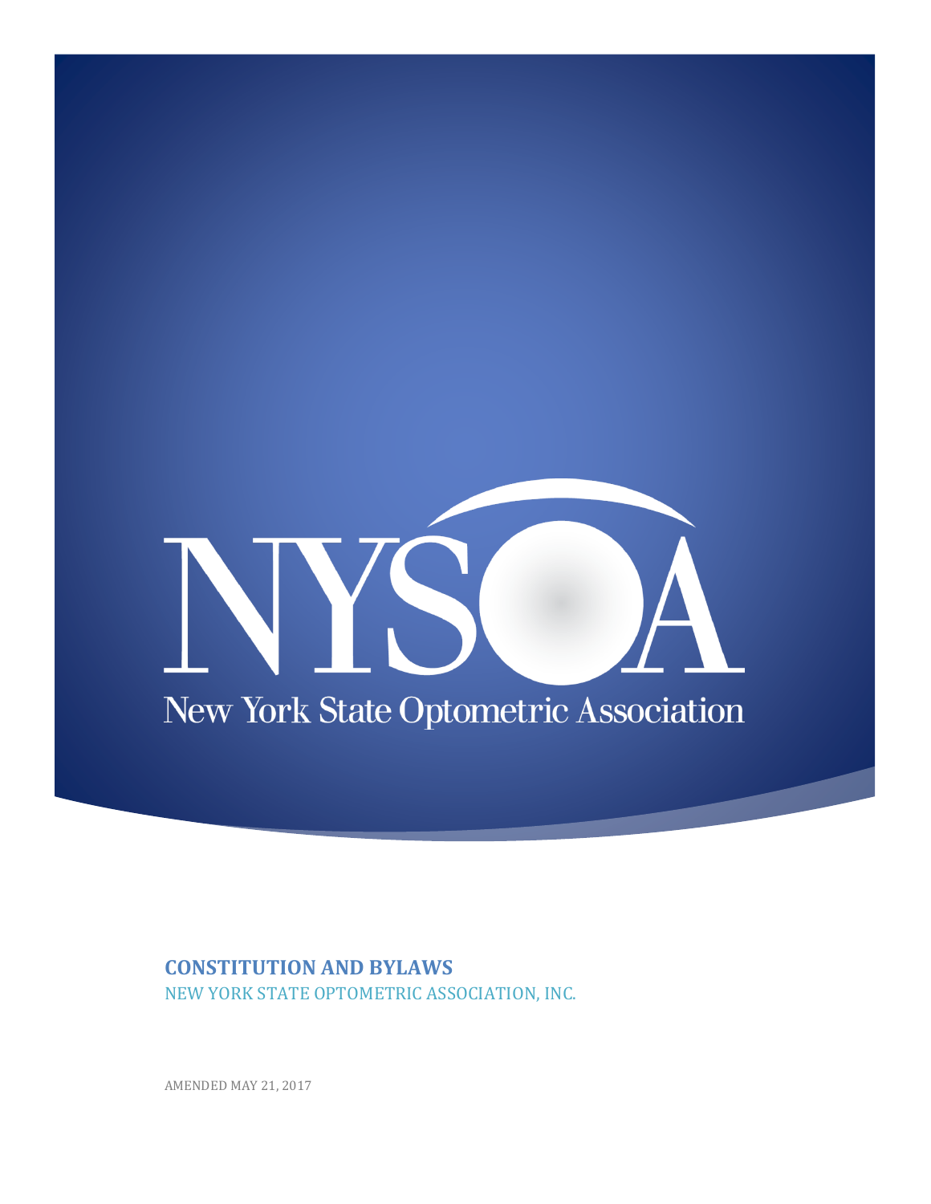NYSOA

New York State Optometric Association

# CONSTITUTION AND BYLAWS

NEW YORK STATE OPTOMETRIC ASSOCIATION, INC.

AMENDED MAY 21, 2017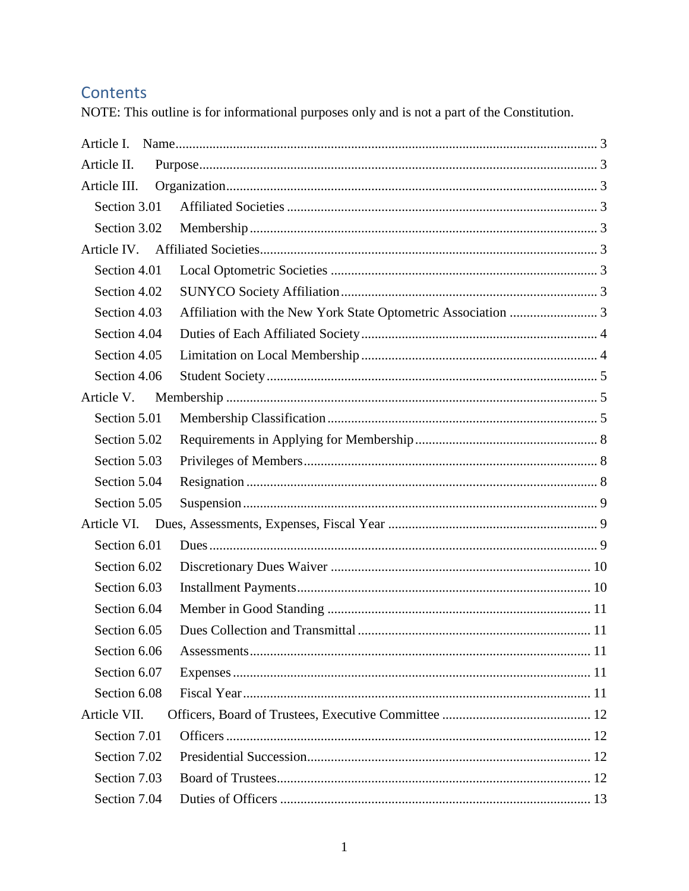## Contents

NOTE: This outline is for informational purposes only and is not a part of the Constitution.

- Article I. Name ... 3
- Article II. Purpose ... 3
- Article III. Organization ... 3
  - Section 3.01 Affiliated Societies ... 3
  - Section 3.02 Membership ... 3
- Article IV. Affiliated Societies ... 3
  - Section 4.01 Local Optometric Societies ... 3
  - Section 4.02 SUNYCO Society Affiliation ... 3
  - Section 4.03 Affiliation with the New York State Optometric Association ... 3
  - Section 4.04 Duties of Each Affiliated Society ... 4
  - Section 4.05 Limitation on Local Membership ... 4
  - Section 4.06 Student Society ... 5
- Article V. Membership ... 5
  - Section 5.01 Membership Classification ... 5
  - Section 5.02 Requirements in Applying for Membership ... 8
  - Section 5.03 Privileges of Members ... 8
  - Section 5.04 Resignation ... 8
  - Section 5.05 Suspension ... 9
- Article VI. Dues, Assessments, Expenses, Fiscal Year ... 9
  - Section 6.01 Dues ... 9
  - Section 6.02 Discretionary Dues Waiver ... 10
  - Section 6.03 Installment Payments ... 10
  - Section 6.04 Member in Good Standing ... 11
  - Section 6.05 Dues Collection and Transmittal ... 11
  - Section 6.06 Assessments ... 11
  - Section 6.07 Expenses ... 11
  - Section 6.08 Fiscal Year ... 11
- Article VII. Officers, Board of Trustees, Executive Committee ... 12
  - Section 7.01 Officers ... 12
  - Section 7.02 Presidential Succession ... 12
  - Section 7.03 Board of Trustees ... 12
  - Section 7.04 Duties of Officers ... 13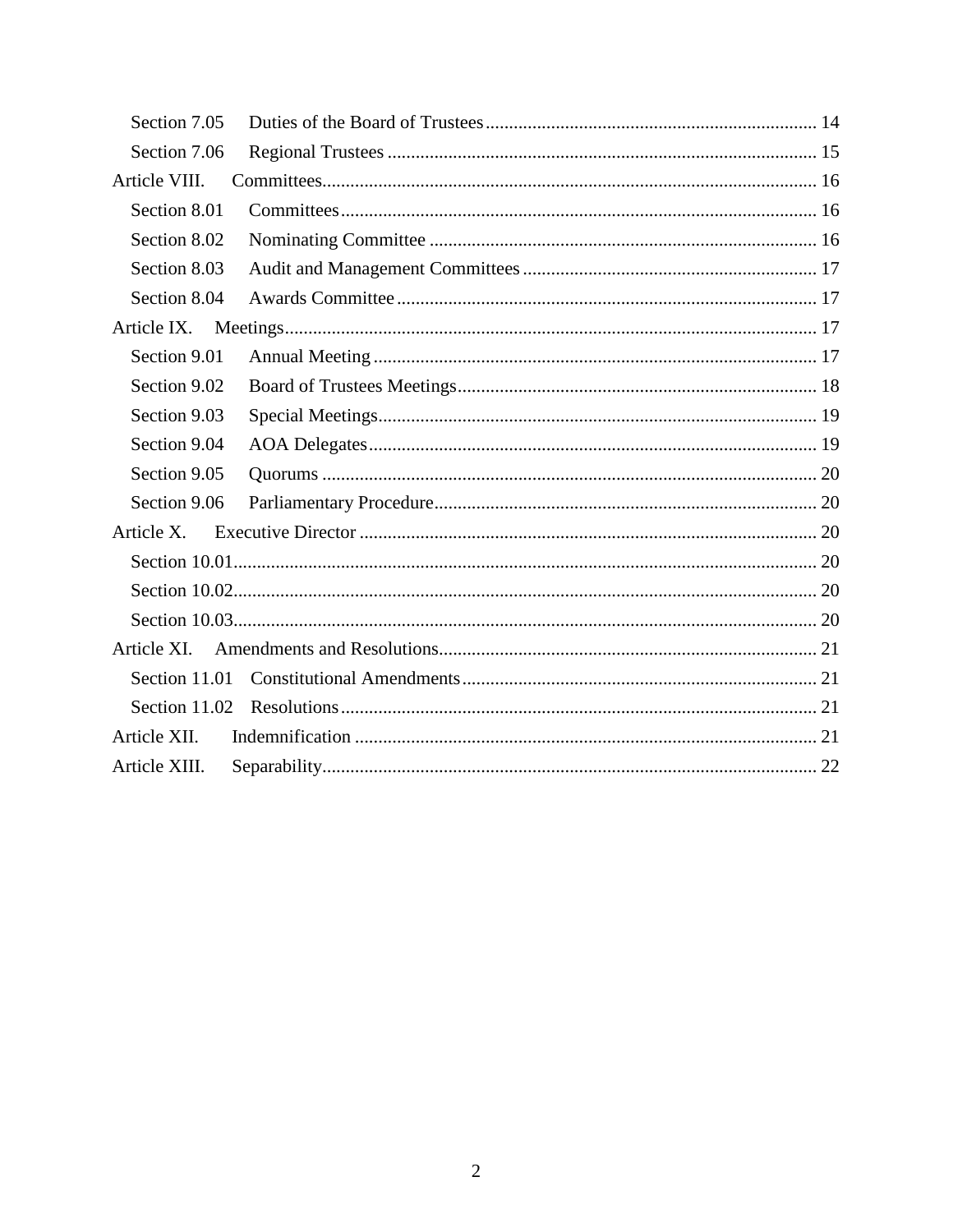Section 7.05 Duties of the Board of Trustees ........................................................................ 14
Section 7.06 Regional Trustees ........................................................................................... 15
Article VIII. Committees ......................................................................................................... 16
Section 8.01 Committees ....................................................................................................... 16
Section 8.02 Nominating Committee .................................................................................... 16
Section 8.03 Audit and Management Committees ............................................................... 17
Section 8.04 Awards Committee .......................................................................................... 17
Article IX. Meetings ................................................................................................................. 17
Section 9.01 Annual Meeting ................................................................................................ 17
Section 9.02 Board of Trustees Meetings ............................................................................. 18
Section 9.03 Special Meetings ............................................................................................... 19
Section 9.04 AOA Delegates ................................................................................................. 19
Section 9.05 Quorums ........................................................................................................... 20
Section 9.06 Parliamentary Procedure ................................................................................... 20
Article X. Executive Director ................................................................................................... 20
Section 10.01 .......................................................................................................................... 20
Section 10.02 .......................................................................................................................... 20
Section 10.03 .......................................................................................................................... 20
Article XI. Amendments and Resolutions ................................................................................ 21
Section 11.01 Constitutional Amendments ........................................................................... 21
Section 11.02 Resolutions ..................................................................................................... 21
Article XII. Indemnification ..................................................................................................... 21
Article XIII. Separability .......................................................................................................... 22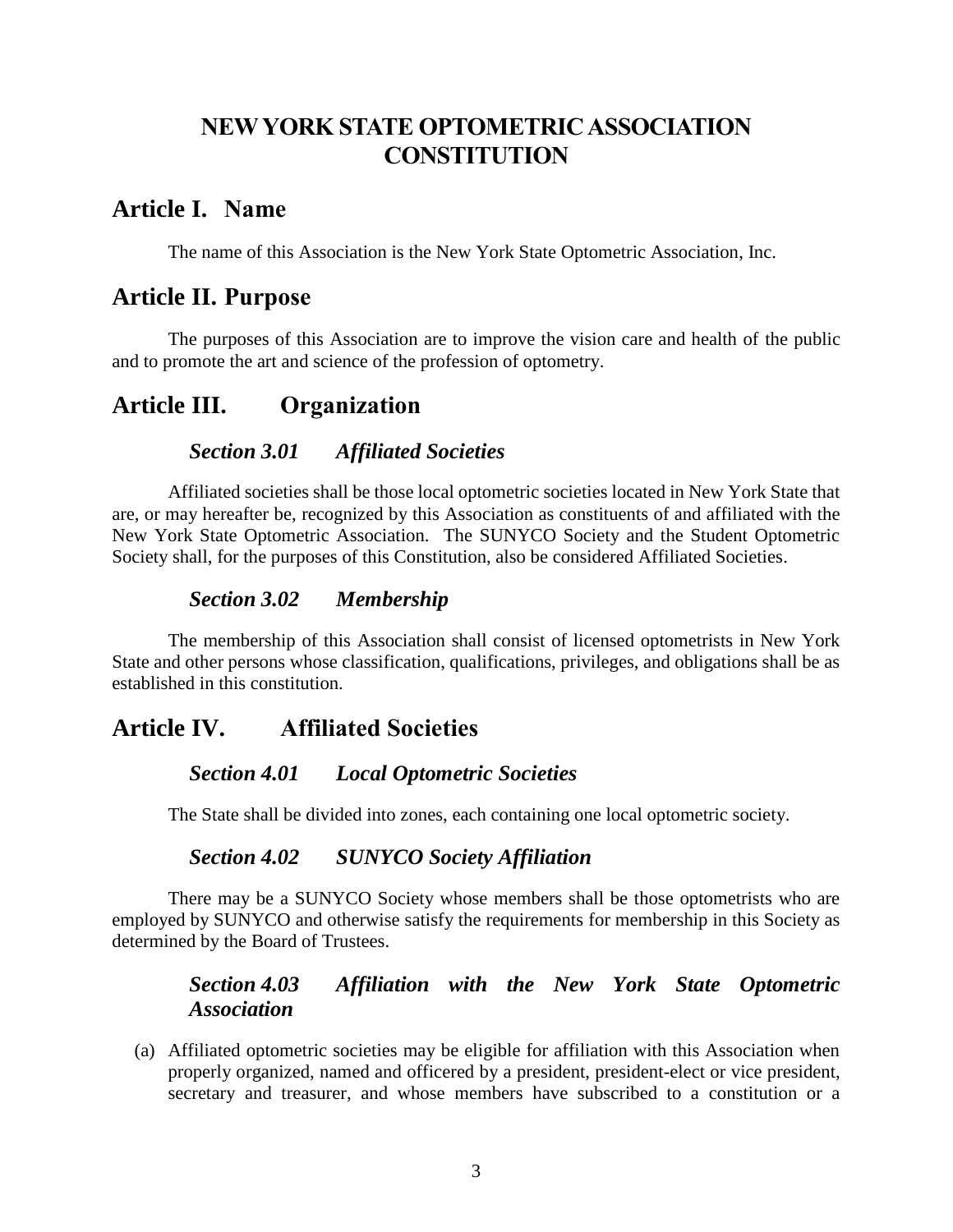# NEW YORK STATE OPTOMETRIC ASSOCIATION CONSTITUTION

## Article I. Name

The name of this Association is the New York State Optometric Association, Inc.

## Article II. Purpose

The purposes of this Association are to improve the vision care and health of the public and to promote the art and science of the profession of optometry.

## Article III. Organization

### *Section 3.01 Affiliated Societies*

Affiliated societies shall be those local optometric societies located in New York State that are, or may hereafter be, recognized by this Association as constituents of and affiliated with the New York State Optometric Association. The SUNYCO Society and the Student Optometric Society shall, for the purposes of this Constitution, also be considered Affiliated Societies.

### *Section 3.02 Membership*

The membership of this Association shall consist of licensed optometrists in New York State and other persons whose classification, qualifications, privileges, and obligations shall be as established in this constitution.

## Article IV. Affiliated Societies

### *Section 4.01 Local Optometric Societies*

The State shall be divided into zones, each containing one local optometric society.

### *Section 4.02 SUNYCO Society Affiliation*

There may be a SUNYCO Society whose members shall be those optometrists who are employed by SUNYCO and otherwise satisfy the requirements for membership in this Society as determined by the Board of Trustees.

### *Section 4.03 Affiliation with the New York State Optometric Association*

(a) Affiliated optometric societies may be eligible for affiliation with this Association when properly organized, named and officered by a president, president-elect or vice president, secretary and treasurer, and whose members have subscribed to a constitution or a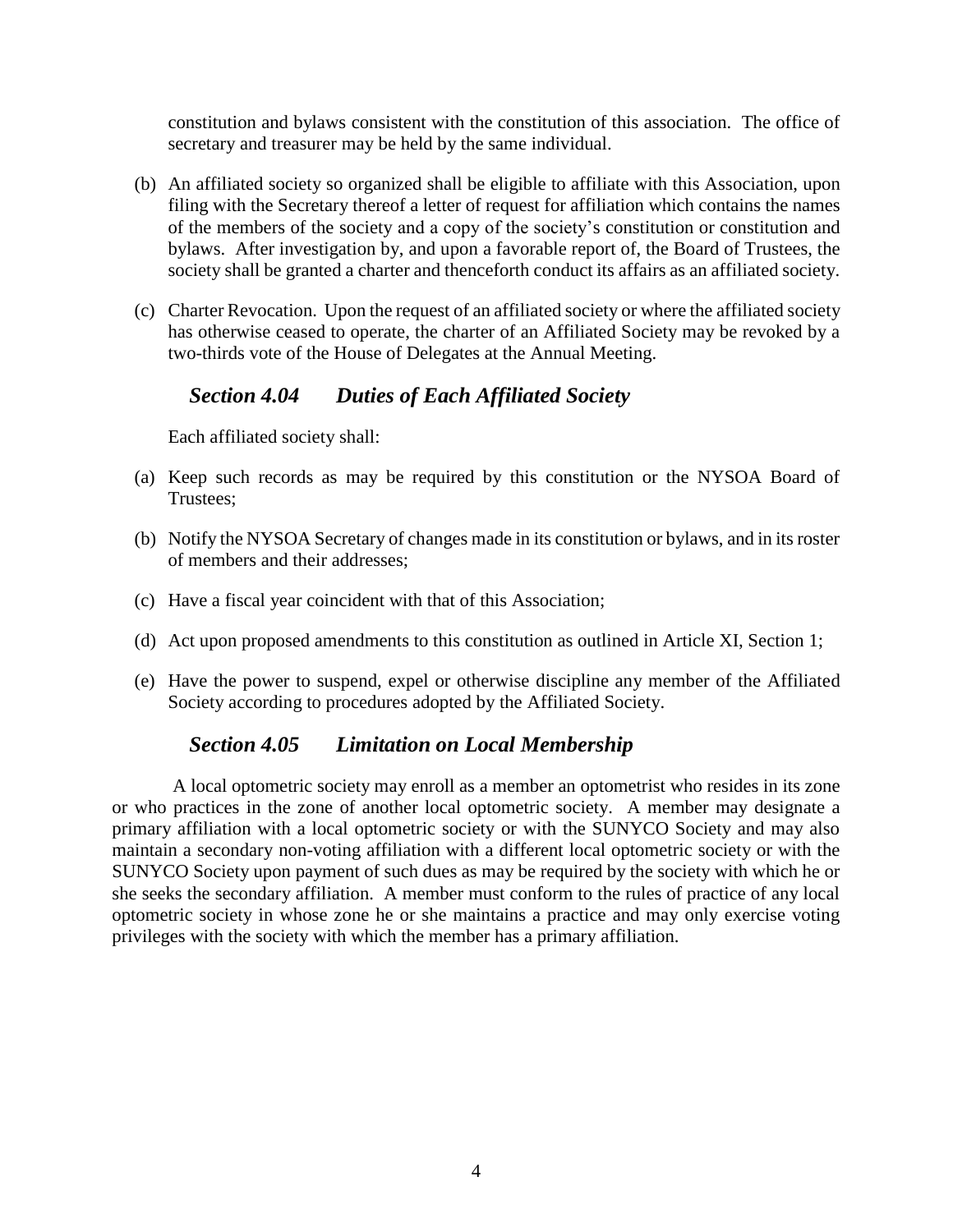constitution and bylaws consistent with the constitution of this association. The office of secretary and treasurer may be held by the same individual.

(b) An affiliated society so organized shall be eligible to affiliate with this Association, upon filing with the Secretary thereof a letter of request for affiliation which contains the names of the members of the society and a copy of the society's constitution or constitution and bylaws. After investigation by, and upon a favorable report of, the Board of Trustees, the society shall be granted a charter and thenceforth conduct its affairs as an affiliated society.

(c) Charter Revocation. Upon the request of an affiliated society or where the affiliated society has otherwise ceased to operate, the charter of an Affiliated Society may be revoked by a two-thirds vote of the House of Delegates at the Annual Meeting.

### *Section 4.04 Duties of Each Affiliated Society*

Each affiliated society shall:

(a) Keep such records as may be required by this constitution or the NYSOA Board of Trustees;

(b) Notify the NYSOA Secretary of changes made in its constitution or bylaws, and in its roster of members and their addresses;

(c) Have a fiscal year coincident with that of this Association;

(d) Act upon proposed amendments to this constitution as outlined in Article XI, Section 1;

(e) Have the power to suspend, expel or otherwise discipline any member of the Affiliated Society according to procedures adopted by the Affiliated Society.

### *Section 4.05 Limitation on Local Membership*

A local optometric society may enroll as a member an optometrist who resides in its zone or who practices in the zone of another local optometric society. A member may designate a primary affiliation with a local optometric society or with the SUNYCO Society and may also maintain a secondary non-voting affiliation with a different local optometric society or with the SUNYCO Society upon payment of such dues as may be required by the society with which he or she seeks the secondary affiliation. A member must conform to the rules of practice of any local optometric society in whose zone he or she maintains a practice and may only exercise voting privileges with the society with which the member has a primary affiliation.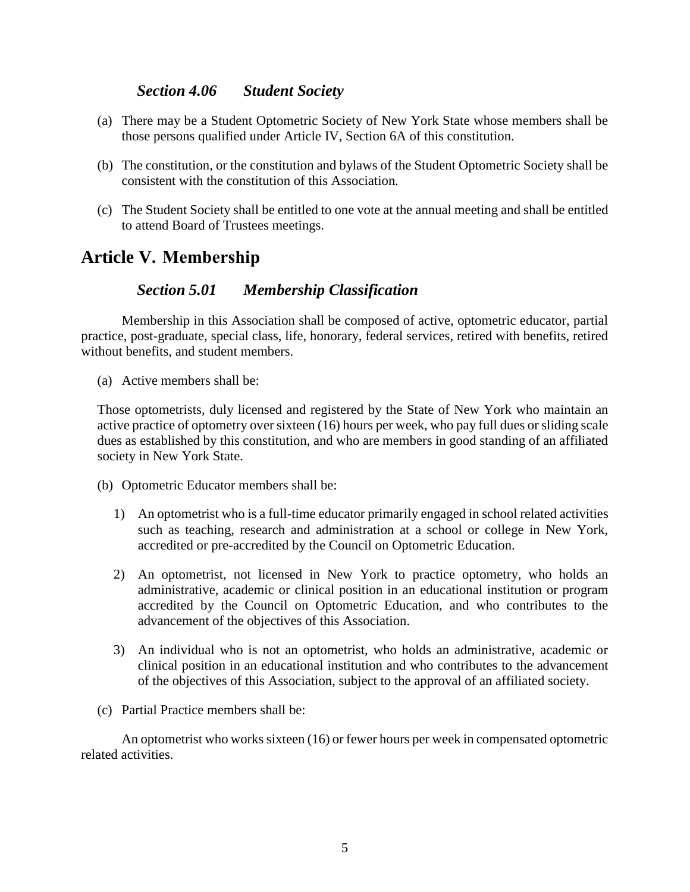### *Section 4.06 Student Society*

(a) There may be a Student Optometric Society of New York State whose members shall be those persons qualified under Article IV, Section 6A of this constitution.

(b) The constitution, or the constitution and bylaws of the Student Optometric Society shall be consistent with the constitution of this Association.

(c) The Student Society shall be entitled to one vote at the annual meeting and shall be entitled to attend Board of Trustees meetings.

## Article V. Membership

### *Section 5.01 Membership Classification*

Membership in this Association shall be composed of active, optometric educator, partial practice, post-graduate, special class, life, honorary, federal services, retired with benefits, retired without benefits, and student members.

(a) Active members shall be:

Those optometrists, duly licensed and registered by the State of New York who maintain an active practice of optometry over sixteen (16) hours per week, who pay full dues or sliding scale dues as established by this constitution, and who are members in good standing of an affiliated society in New York State.

(b) Optometric Educator members shall be:

1) An optometrist who is a full-time educator primarily engaged in school related activities such as teaching, research and administration at a school or college in New York, accredited or pre-accredited by the Council on Optometric Education.

2) An optometrist, not licensed in New York to practice optometry, who holds an administrative, academic or clinical position in an educational institution or program accredited by the Council on Optometric Education, and who contributes to the advancement of the objectives of this Association.

3) An individual who is not an optometrist, who holds an administrative, academic or clinical position in an educational institution and who contributes to the advancement of the objectives of this Association, subject to the approval of an affiliated society.

(c) Partial Practice members shall be:

An optometrist who works sixteen (16) or fewer hours per week in compensated optometric related activities.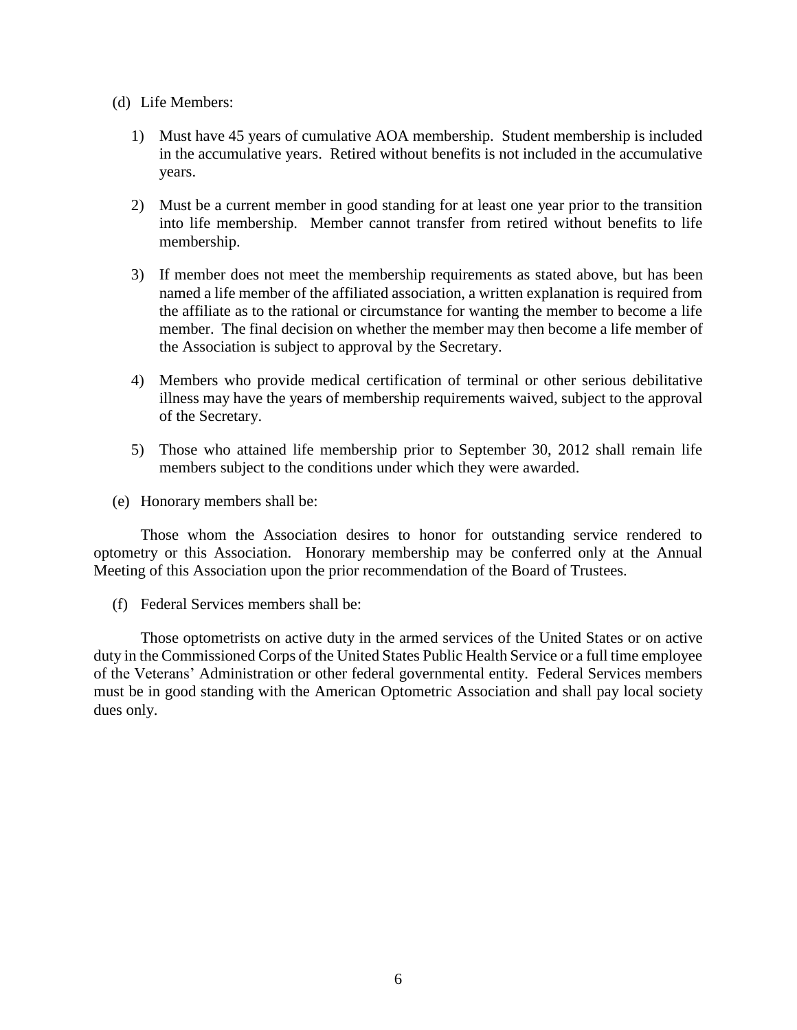(d) Life Members:

1) Must have 45 years of cumulative AOA membership. Student membership is included in the accumulative years. Retired without benefits is not included in the accumulative years.

2) Must be a current member in good standing for at least one year prior to the transition into life membership. Member cannot transfer from retired without benefits to life membership.

3) If member does not meet the membership requirements as stated above, but has been named a life member of the affiliated association, a written explanation is required from the affiliate as to the rational or circumstance for wanting the member to become a life member. The final decision on whether the member may then become a life member of the Association is subject to approval by the Secretary.

4) Members who provide medical certification of terminal or other serious debilitative illness may have the years of membership requirements waived, subject to the approval of the Secretary.

5) Those who attained life membership prior to September 30, 2012 shall remain life members subject to the conditions under which they were awarded.

(e) Honorary members shall be:

Those whom the Association desires to honor for outstanding service rendered to optometry or this Association. Honorary membership may be conferred only at the Annual Meeting of this Association upon the prior recommendation of the Board of Trustees.

(f) Federal Services members shall be:

Those optometrists on active duty in the armed services of the United States or on active duty in the Commissioned Corps of the United States Public Health Service or a full time employee of the Veterans' Administration or other federal governmental entity. Federal Services members must be in good standing with the American Optometric Association and shall pay local society dues only.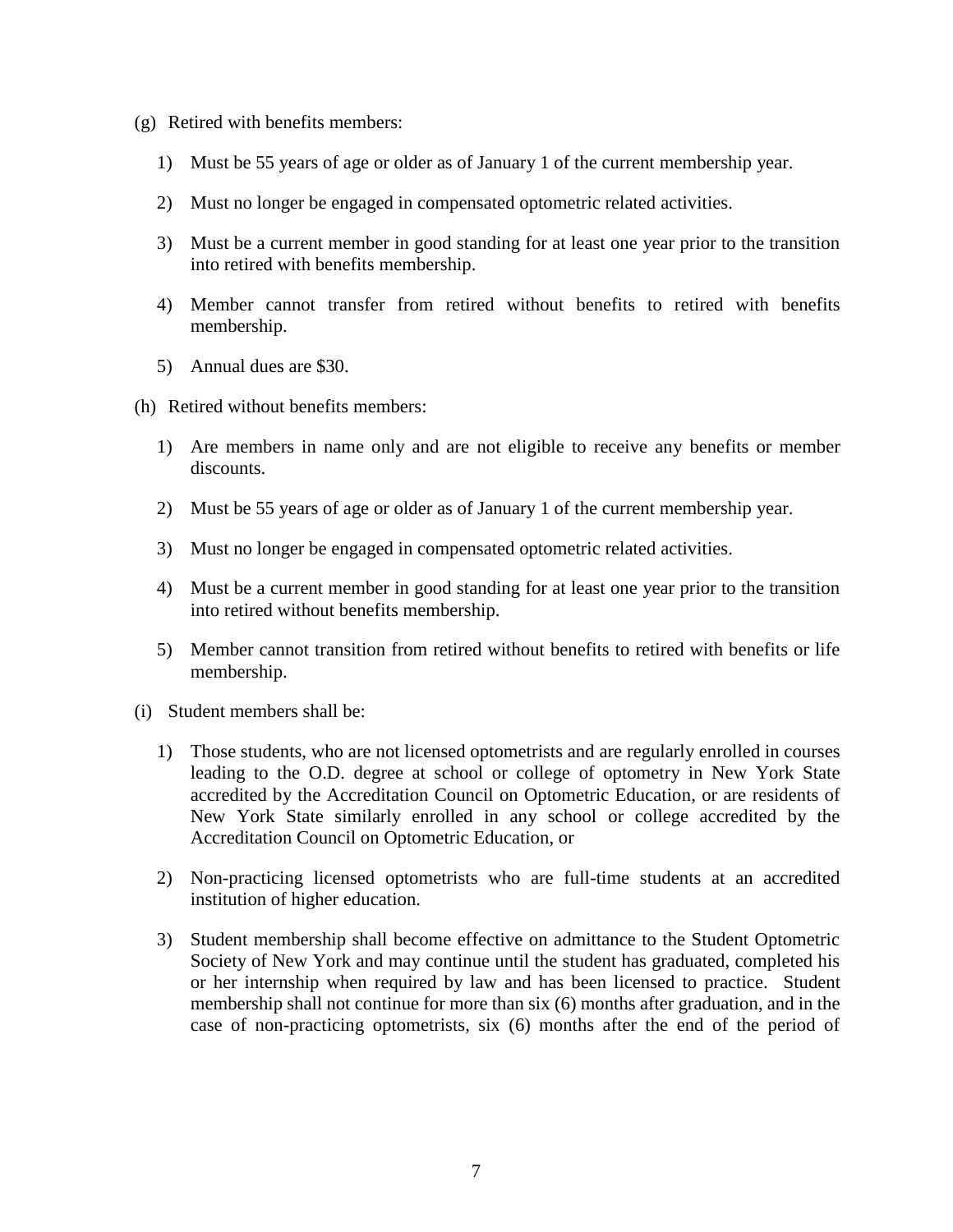(g) Retired with benefits members:

1) Must be 55 years of age or older as of January 1 of the current membership year.

2) Must no longer be engaged in compensated optometric related activities.

3) Must be a current member in good standing for at least one year prior to the transition into retired with benefits membership.

4) Member cannot transfer from retired without benefits to retired with benefits membership.

5) Annual dues are $30.

(h) Retired without benefits members:

1) Are members in name only and are not eligible to receive any benefits or member discounts.

2) Must be 55 years of age or older as of January 1 of the current membership year.

3) Must no longer be engaged in compensated optometric related activities.

4) Must be a current member in good standing for at least one year prior to the transition into retired without benefits membership.

5) Member cannot transition from retired without benefits to retired with benefits or life membership.

(i) Student members shall be:

1) Those students, who are not licensed optometrists and are regularly enrolled in courses leading to the O.D. degree at school or college of optometry in New York State accredited by the Accreditation Council on Optometric Education, or are residents of New York State similarly enrolled in any school or college accredited by the Accreditation Council on Optometric Education, or

2) Non-practicing licensed optometrists who are full-time students at an accredited institution of higher education.

3) Student membership shall become effective on admittance to the Student Optometric Society of New York and may continue until the student has graduated, completed his or her internship when required by law and has been licensed to practice. Student membership shall not continue for more than six (6) months after graduation, and in the case of non-practicing optometrists, six (6) months after the end of the period of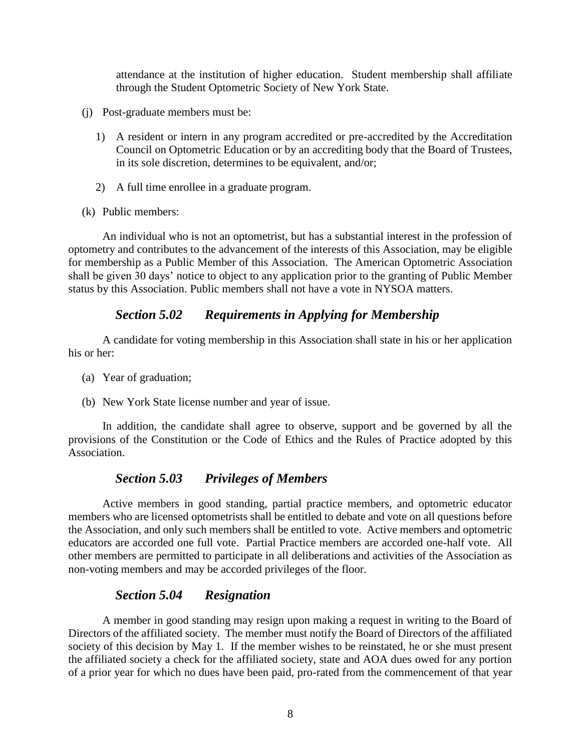attendance at the institution of higher education. Student membership shall affiliate through the Student Optometric Society of New York State.

(j) Post-graduate members must be:

1) A resident or intern in any program accredited or pre-accredited by the Accreditation Council on Optometric Education or by an accrediting body that the Board of Trustees, in its sole discretion, determines to be equivalent, and/or;

2) A full time enrollee in a graduate program.

(k) Public members:

An individual who is not an optometrist, but has a substantial interest in the profession of optometry and contributes to the advancement of the interests of this Association, may be eligible for membership as a Public Member of this Association. The American Optometric Association shall be given 30 days' notice to object to any application prior to the granting of Public Member status by this Association. Public members shall not have a vote in NYSOA matters.

### *Section 5.02 Requirements in Applying for Membership*

A candidate for voting membership in this Association shall state in his or her application his or her:

(a) Year of graduation;

(b) New York State license number and year of issue.

In addition, the candidate shall agree to observe, support and be governed by all the provisions of the Constitution or the Code of Ethics and the Rules of Practice adopted by this Association.

### *Section 5.03 Privileges of Members*

Active members in good standing, partial practice members, and optometric educator members who are licensed optometrists shall be entitled to debate and vote on all questions before the Association, and only such members shall be entitled to vote. Active members and optometric educators are accorded one full vote. Partial Practice members are accorded one-half vote. All other members are permitted to participate in all deliberations and activities of the Association as non-voting members and may be accorded privileges of the floor.

### *Section 5.04 Resignation*

A member in good standing may resign upon making a request in writing to the Board of Directors of the affiliated society. The member must notify the Board of Directors of the affiliated society of this decision by May 1. If the member wishes to be reinstated, he or she must present the affiliated society a check for the affiliated society, state and AOA dues owed for any portion of a prior year for which no dues have been paid, pro-rated from the commencement of that year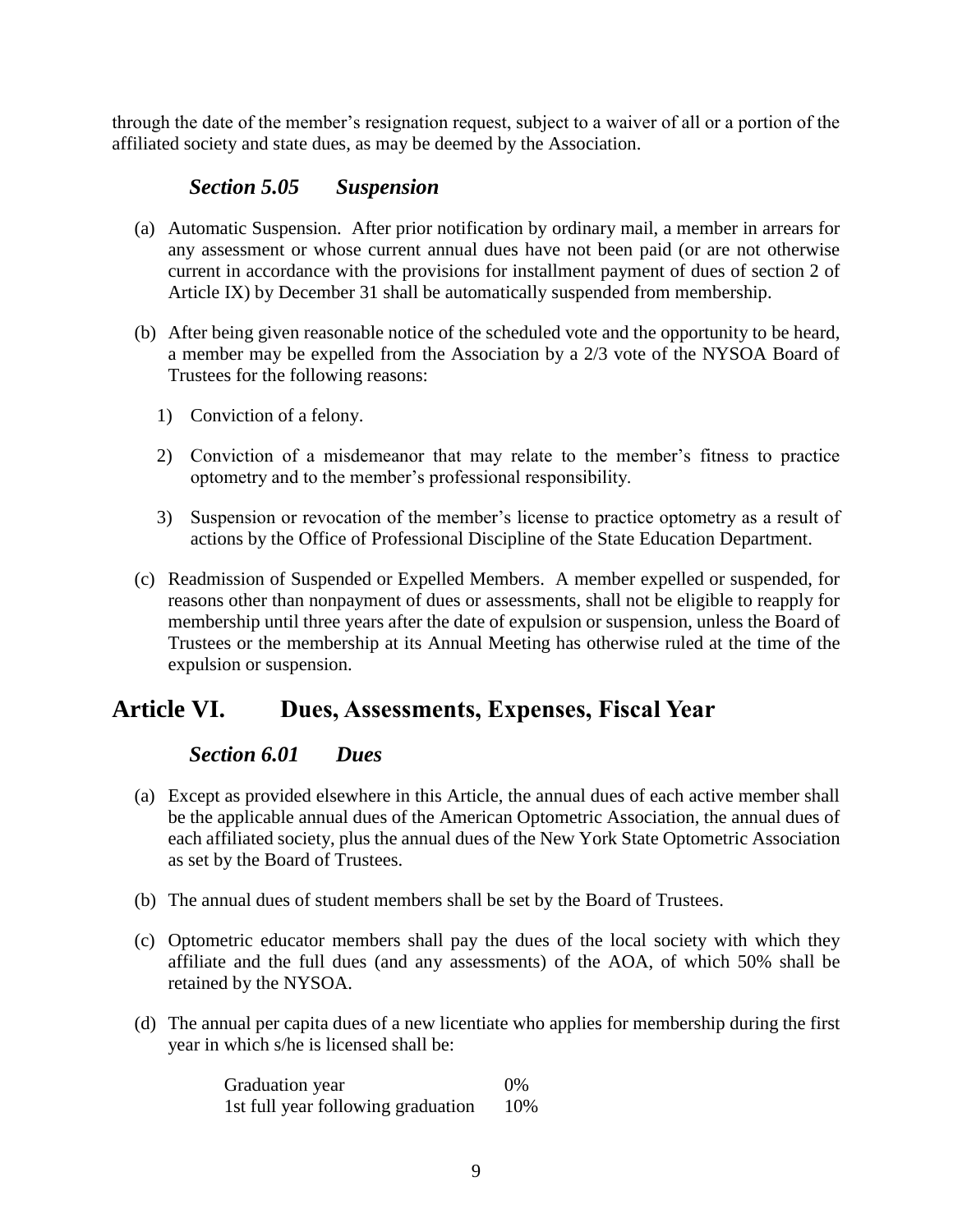through the date of the member's resignation request, subject to a waiver of all or a portion of the affiliated society and state dues, as may be deemed by the Association.

### *Section 5.05 Suspension*

(a) Automatic Suspension. After prior notification by ordinary mail, a member in arrears for any assessment or whose current annual dues have not been paid (or are not otherwise current in accordance with the provisions for installment payment of dues of section 2 of Article IX) by December 31 shall be automatically suspended from membership.

(b) After being given reasonable notice of the scheduled vote and the opportunity to be heard, a member may be expelled from the Association by a 2/3 vote of the NYSOA Board of Trustees for the following reasons:

1) Conviction of a felony.

2) Conviction of a misdemeanor that may relate to the member's fitness to practice optometry and to the member's professional responsibility.

3) Suspension or revocation of the member's license to practice optometry as a result of actions by the Office of Professional Discipline of the State Education Department.

(c) Readmission of Suspended or Expelled Members. A member expelled or suspended, for reasons other than nonpayment of dues or assessments, shall not be eligible to reapply for membership until three years after the date of expulsion or suspension, unless the Board of Trustees or the membership at its Annual Meeting has otherwise ruled at the time of the expulsion or suspension.

## Article VI. Dues, Assessments, Expenses, Fiscal Year

### *Section 6.01 Dues*

(a) Except as provided elsewhere in this Article, the annual dues of each active member shall be the applicable annual dues of the American Optometric Association, the annual dues of each affiliated society, plus the annual dues of the New York State Optometric Association as set by the Board of Trustees.

(b) The annual dues of student members shall be set by the Board of Trustees.

(c) Optometric educator members shall pay the dues of the local society with which they affiliate and the full dues (and any assessments) of the AOA, of which 50% shall be retained by the NYSOA.

(d) The annual per capita dues of a new licentiate who applies for membership during the first year in which s/he is licensed shall be:

| | |
|---|---|
| Graduation year | 0% |
| 1st full year following graduation | 10% |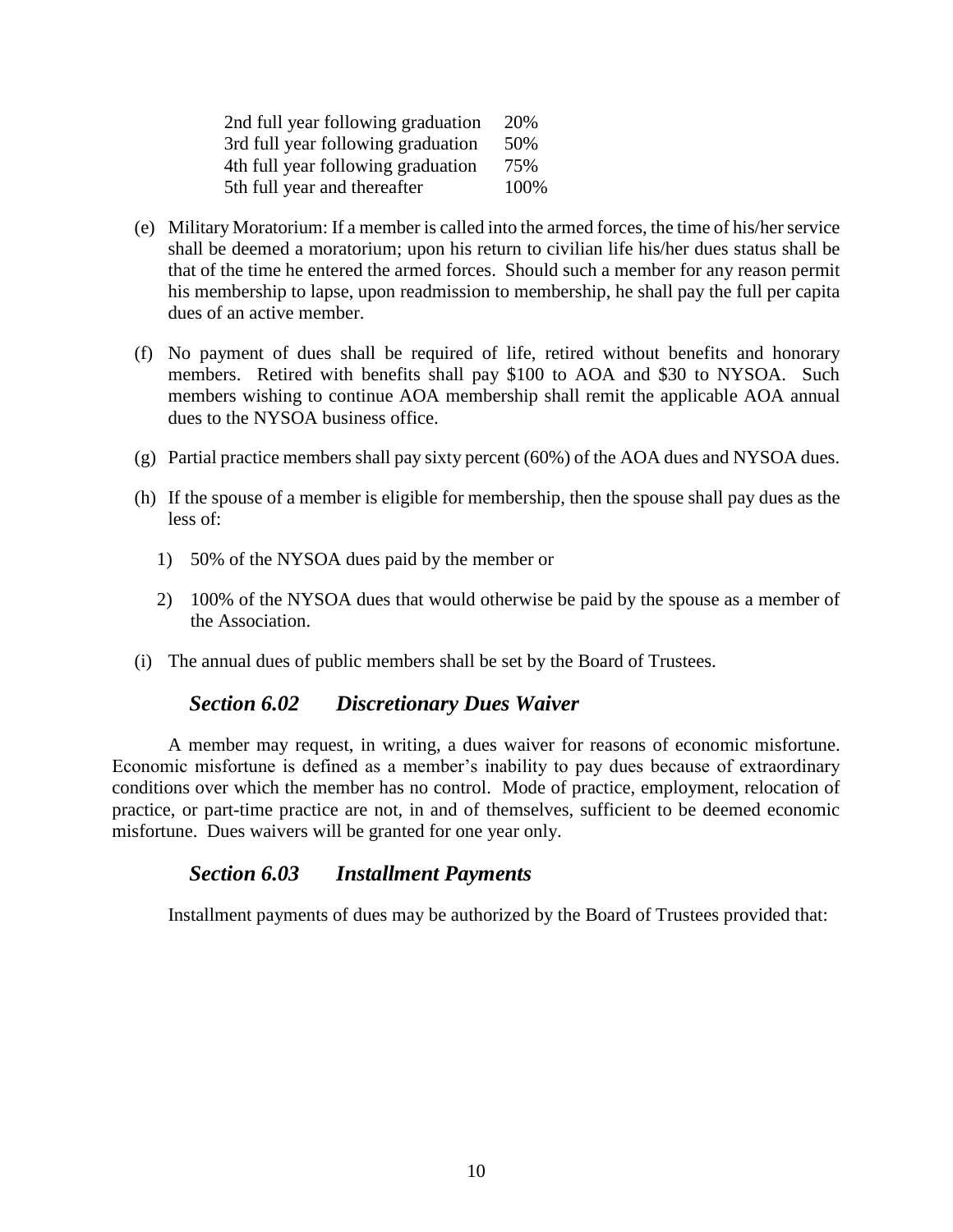| | |
|---|---|
| 2nd full year following graduation | 20% |
| 3rd full year following graduation | 50% |
| 4th full year following graduation | 75% |
| 5th full year and thereafter | 100% |

(e) Military Moratorium: If a member is called into the armed forces, the time of his/her service shall be deemed a moratorium; upon his return to civilian life his/her dues status shall be that of the time he entered the armed forces. Should such a member for any reason permit his membership to lapse, upon readmission to membership, he shall pay the full per capita dues of an active member.

(f) No payment of dues shall be required of life, retired without benefits and honorary members. Retired with benefits shall pay $100 to AOA and $30 to NYSOA. Such members wishing to continue AOA membership shall remit the applicable AOA annual dues to the NYSOA business office.

(g) Partial practice members shall pay sixty percent (60%) of the AOA dues and NYSOA dues.

(h) If the spouse of a member is eligible for membership, then the spouse shall pay dues as the less of:

1) 50% of the NYSOA dues paid by the member or

2) 100% of the NYSOA dues that would otherwise be paid by the spouse as a member of the Association.

(i) The annual dues of public members shall be set by the Board of Trustees.

### *Section 6.02 Discretionary Dues Waiver*

A member may request, in writing, a dues waiver for reasons of economic misfortune. Economic misfortune is defined as a member's inability to pay dues because of extraordinary conditions over which the member has no control. Mode of practice, employment, relocation of practice, or part-time practice are not, in and of themselves, sufficient to be deemed economic misfortune. Dues waivers will be granted for one year only.

### *Section 6.03 Installment Payments*

Installment payments of dues may be authorized by the Board of Trustees provided that: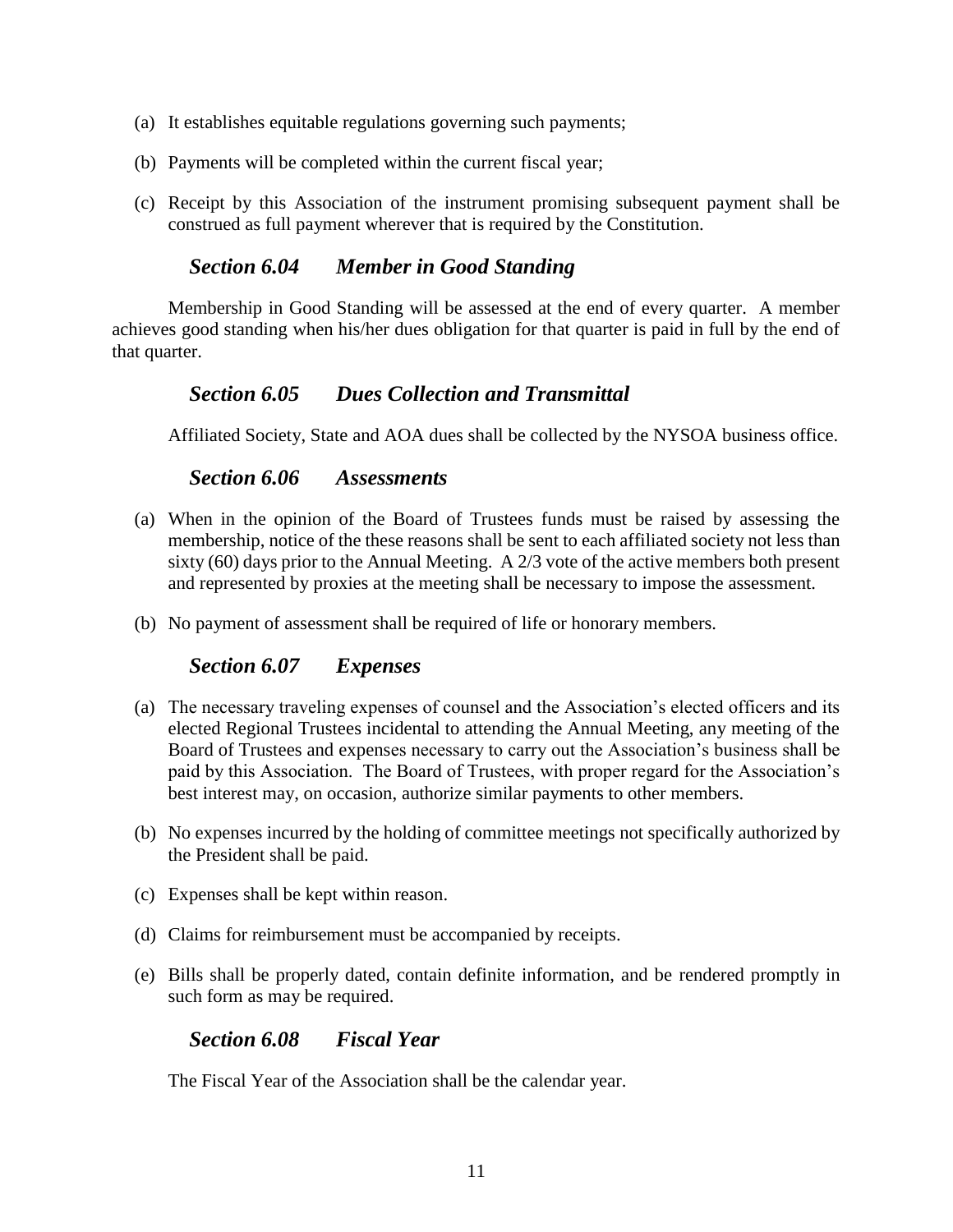(a) It establishes equitable regulations governing such payments;

(b) Payments will be completed within the current fiscal year;

(c) Receipt by this Association of the instrument promising subsequent payment shall be construed as full payment wherever that is required by the Constitution.

### *Section 6.04 Member in Good Standing*

Membership in Good Standing will be assessed at the end of every quarter. A member achieves good standing when his/her dues obligation for that quarter is paid in full by the end of that quarter.

### *Section 6.05 Dues Collection and Transmittal*

Affiliated Society, State and AOA dues shall be collected by the NYSOA business office.

### *Section 6.06 Assessments*

(a) When in the opinion of the Board of Trustees funds must be raised by assessing the membership, notice of the these reasons shall be sent to each affiliated society not less than sixty (60) days prior to the Annual Meeting. A 2/3 vote of the active members both present and represented by proxies at the meeting shall be necessary to impose the assessment.

(b) No payment of assessment shall be required of life or honorary members.

### *Section 6.07 Expenses*

(a) The necessary traveling expenses of counsel and the Association's elected officers and its elected Regional Trustees incidental to attending the Annual Meeting, any meeting of the Board of Trustees and expenses necessary to carry out the Association's business shall be paid by this Association. The Board of Trustees, with proper regard for the Association's best interest may, on occasion, authorize similar payments to other members.

(b) No expenses incurred by the holding of committee meetings not specifically authorized by the President shall be paid.

(c) Expenses shall be kept within reason.

(d) Claims for reimbursement must be accompanied by receipts.

(e) Bills shall be properly dated, contain definite information, and be rendered promptly in such form as may be required.

### *Section 6.08 Fiscal Year*

The Fiscal Year of the Association shall be the calendar year.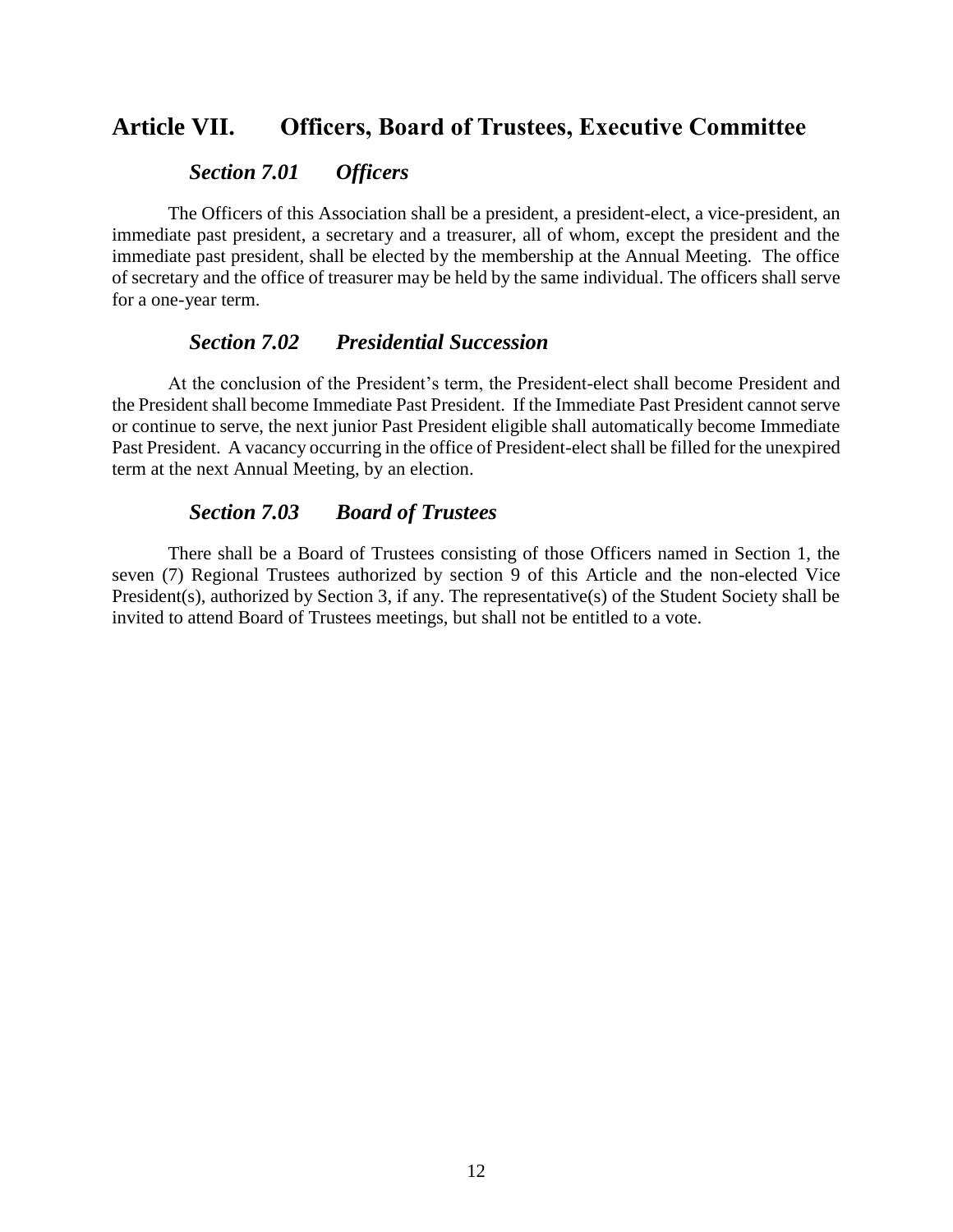## Article VII. Officers, Board of Trustees, Executive Committee

### *Section 7.01 Officers*

The Officers of this Association shall be a president, a president-elect, a vice-president, an immediate past president, a secretary and a treasurer, all of whom, except the president and the immediate past president, shall be elected by the membership at the Annual Meeting. The office of secretary and the office of treasurer may be held by the same individual. The officers shall serve for a one-year term.

### *Section 7.02 Presidential Succession*

At the conclusion of the President's term, the President-elect shall become President and the President shall become Immediate Past President. If the Immediate Past President cannot serve or continue to serve, the next junior Past President eligible shall automatically become Immediate Past President. A vacancy occurring in the office of President-elect shall be filled for the unexpired term at the next Annual Meeting, by an election.

### *Section 7.03 Board of Trustees*

There shall be a Board of Trustees consisting of those Officers named in Section 1, the seven (7) Regional Trustees authorized by section 9 of this Article and the non-elected Vice President(s), authorized by Section 3, if any. The representative(s) of the Student Society shall be invited to attend Board of Trustees meetings, but shall not be entitled to a vote.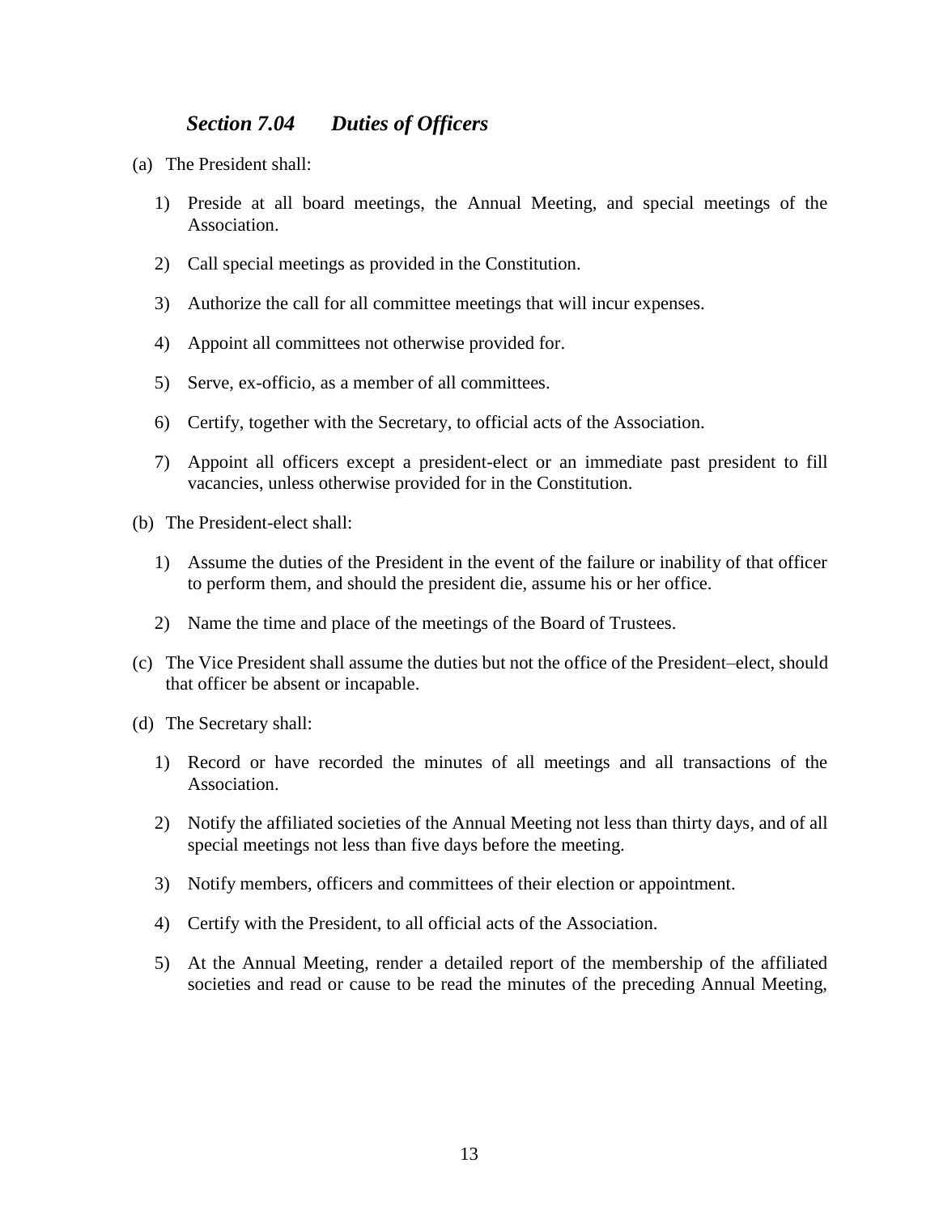### *Section 7.04 Duties of Officers*

(a) The President shall:

1) Preside at all board meetings, the Annual Meeting, and special meetings of the Association.

2) Call special meetings as provided in the Constitution.

3) Authorize the call for all committee meetings that will incur expenses.

4) Appoint all committees not otherwise provided for.

5) Serve, ex-officio, as a member of all committees.

6) Certify, together with the Secretary, to official acts of the Association.

7) Appoint all officers except a president-elect or an immediate past president to fill vacancies, unless otherwise provided for in the Constitution.

(b) The President-elect shall:

1) Assume the duties of the President in the event of the failure or inability of that officer to perform them, and should the president die, assume his or her office.

2) Name the time and place of the meetings of the Board of Trustees.

(c) The Vice President shall assume the duties but not the office of the President–elect, should that officer be absent or incapable.

(d) The Secretary shall:

1) Record or have recorded the minutes of all meetings and all transactions of the Association.

2) Notify the affiliated societies of the Annual Meeting not less than thirty days, and of all special meetings not less than five days before the meeting.

3) Notify members, officers and committees of their election or appointment.

4) Certify with the President, to all official acts of the Association.

5) At the Annual Meeting, render a detailed report of the membership of the affiliated societies and read or cause to be read the minutes of the preceding Annual Meeting,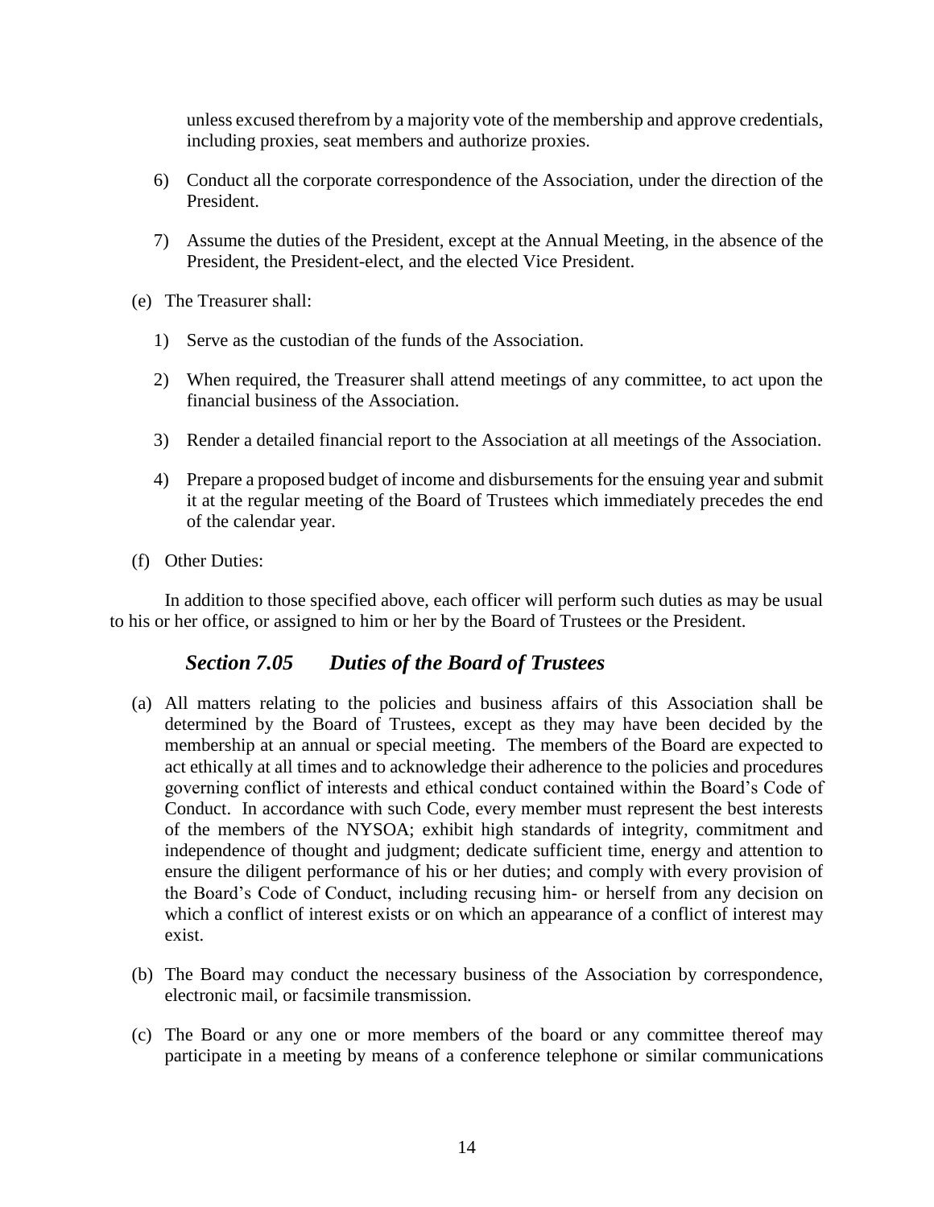unless excused therefrom by a majority vote of the membership and approve credentials, including proxies, seat members and authorize proxies.

6) Conduct all the corporate correspondence of the Association, under the direction of the President.

7) Assume the duties of the President, except at the Annual Meeting, in the absence of the President, the President-elect, and the elected Vice President.

(e) The Treasurer shall:

1) Serve as the custodian of the funds of the Association.

2) When required, the Treasurer shall attend meetings of any committee, to act upon the financial business of the Association.

3) Render a detailed financial report to the Association at all meetings of the Association.

4) Prepare a proposed budget of income and disbursements for the ensuing year and submit it at the regular meeting of the Board of Trustees which immediately precedes the end of the calendar year.

(f) Other Duties:

In addition to those specified above, each officer will perform such duties as may be usual to his or her office, or assigned to him or her by the Board of Trustees or the President.

### *Section 7.05 Duties of the Board of Trustees*

(a) All matters relating to the policies and business affairs of this Association shall be determined by the Board of Trustees, except as they may have been decided by the membership at an annual or special meeting. The members of the Board are expected to act ethically at all times and to acknowledge their adherence to the policies and procedures governing conflict of interests and ethical conduct contained within the Board's Code of Conduct. In accordance with such Code, every member must represent the best interests of the members of the NYSOA; exhibit high standards of integrity, commitment and independence of thought and judgment; dedicate sufficient time, energy and attention to ensure the diligent performance of his or her duties; and comply with every provision of the Board's Code of Conduct, including recusing him- or herself from any decision on which a conflict of interest exists or on which an appearance of a conflict of interest may exist.

(b) The Board may conduct the necessary business of the Association by correspondence, electronic mail, or facsimile transmission.

(c) The Board or any one or more members of the board or any committee thereof may participate in a meeting by means of a conference telephone or similar communications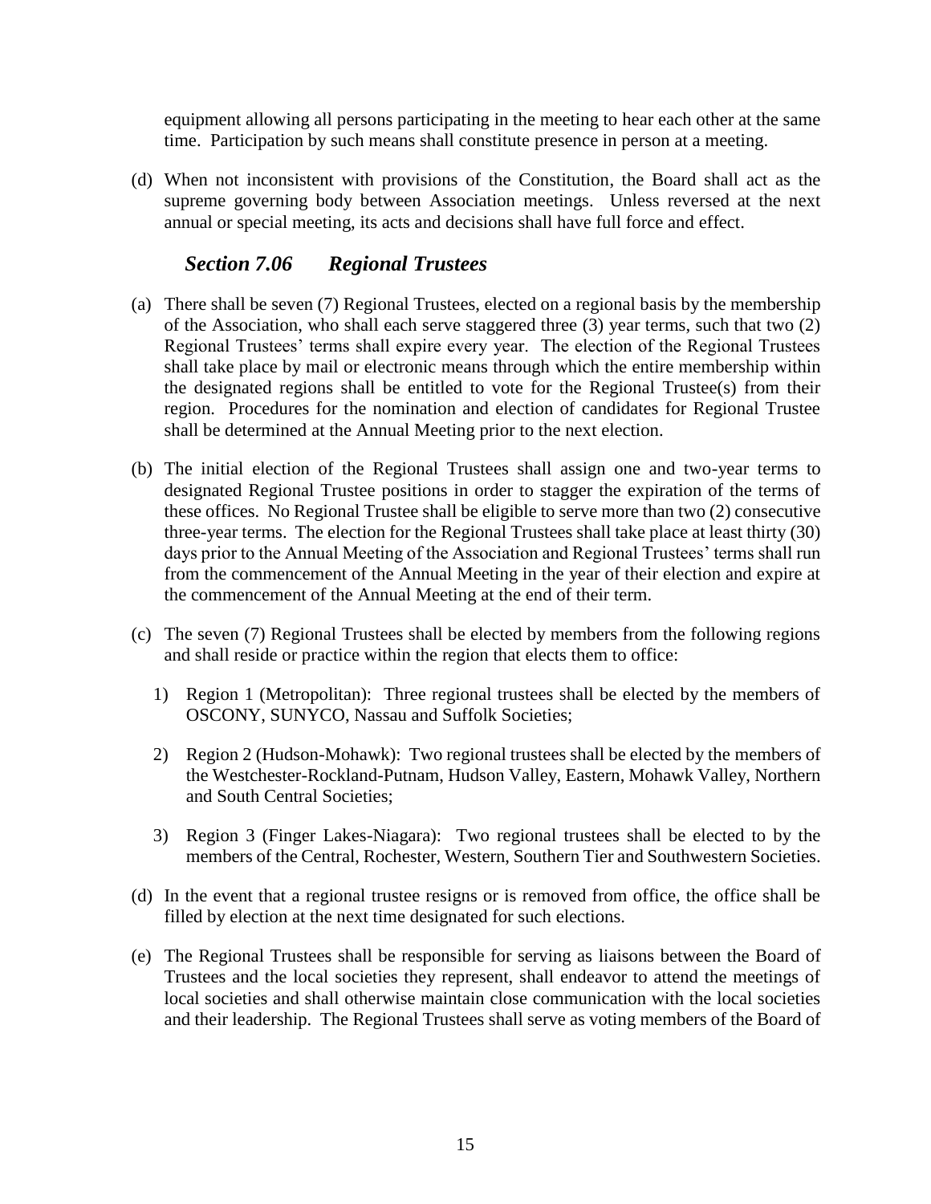equipment allowing all persons participating in the meeting to hear each other at the same time. Participation by such means shall constitute presence in person at a meeting.

(d) When not inconsistent with provisions of the Constitution, the Board shall act as the supreme governing body between Association meetings. Unless reversed at the next annual or special meeting, its acts and decisions shall have full force and effect.

### *Section 7.06 Regional Trustees*

(a) There shall be seven (7) Regional Trustees, elected on a regional basis by the membership of the Association, who shall each serve staggered three (3) year terms, such that two (2) Regional Trustees' terms shall expire every year. The election of the Regional Trustees shall take place by mail or electronic means through which the entire membership within the designated regions shall be entitled to vote for the Regional Trustee(s) from their region. Procedures for the nomination and election of candidates for Regional Trustee shall be determined at the Annual Meeting prior to the next election.

(b) The initial election of the Regional Trustees shall assign one and two-year terms to designated Regional Trustee positions in order to stagger the expiration of the terms of these offices. No Regional Trustee shall be eligible to serve more than two (2) consecutive three-year terms. The election for the Regional Trustees shall take place at least thirty (30) days prior to the Annual Meeting of the Association and Regional Trustees' terms shall run from the commencement of the Annual Meeting in the year of their election and expire at the commencement of the Annual Meeting at the end of their term.

(c) The seven (7) Regional Trustees shall be elected by members from the following regions and shall reside or practice within the region that elects them to office:

   1) Region 1 (Metropolitan): Three regional trustees shall be elected by the members of OSCONY, SUNYCO, Nassau and Suffolk Societies;

   2) Region 2 (Hudson-Mohawk): Two regional trustees shall be elected by the members of the Westchester-Rockland-Putnam, Hudson Valley, Eastern, Mohawk Valley, Northern and South Central Societies;

   3) Region 3 (Finger Lakes-Niagara): Two regional trustees shall be elected to by the members of the Central, Rochester, Western, Southern Tier and Southwestern Societies.

(d) In the event that a regional trustee resigns or is removed from office, the office shall be filled by election at the next time designated for such elections.

(e) The Regional Trustees shall be responsible for serving as liaisons between the Board of Trustees and the local societies they represent, shall endeavor to attend the meetings of local societies and shall otherwise maintain close communication with the local societies and their leadership. The Regional Trustees shall serve as voting members of the Board of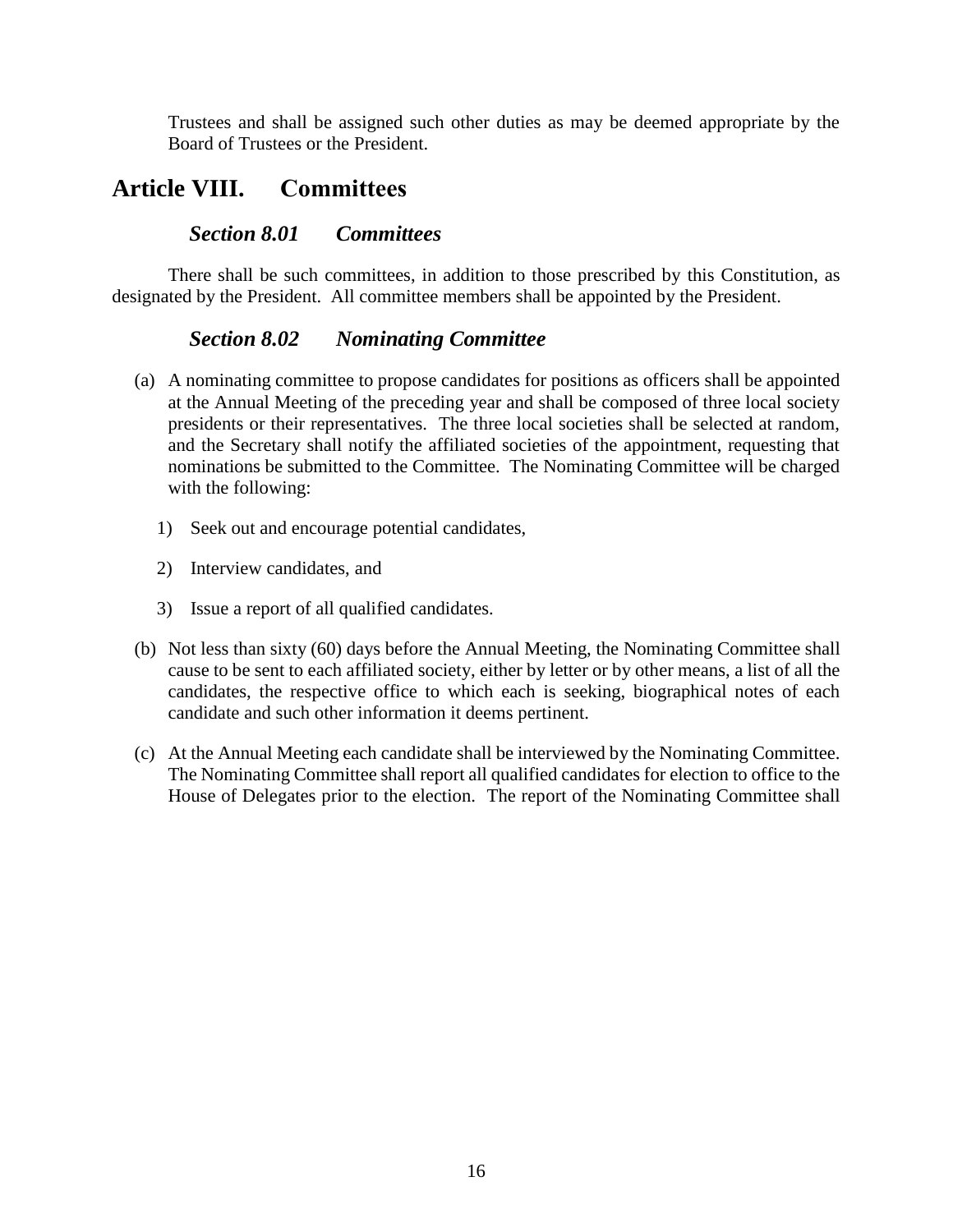Trustees and shall be assigned such other duties as may be deemed appropriate by the Board of Trustees or the President.

# Article VIII. Committees

## *Section 8.01 Committees*

There shall be such committees, in addition to those prescribed by this Constitution, as designated by the President. All committee members shall be appointed by the President.

## *Section 8.02 Nominating Committee*

(a) A nominating committee to propose candidates for positions as officers shall be appointed at the Annual Meeting of the preceding year and shall be composed of three local society presidents or their representatives. The three local societies shall be selected at random, and the Secretary shall notify the affiliated societies of the appointment, requesting that nominations be submitted to the Committee. The Nominating Committee will be charged with the following:

1) Seek out and encourage potential candidates,

2) Interview candidates, and

3) Issue a report of all qualified candidates.

(b) Not less than sixty (60) days before the Annual Meeting, the Nominating Committee shall cause to be sent to each affiliated society, either by letter or by other means, a list of all the candidates, the respective office to which each is seeking, biographical notes of each candidate and such other information it deems pertinent.

(c) At the Annual Meeting each candidate shall be interviewed by the Nominating Committee. The Nominating Committee shall report all qualified candidates for election to office to the House of Delegates prior to the election. The report of the Nominating Committee shall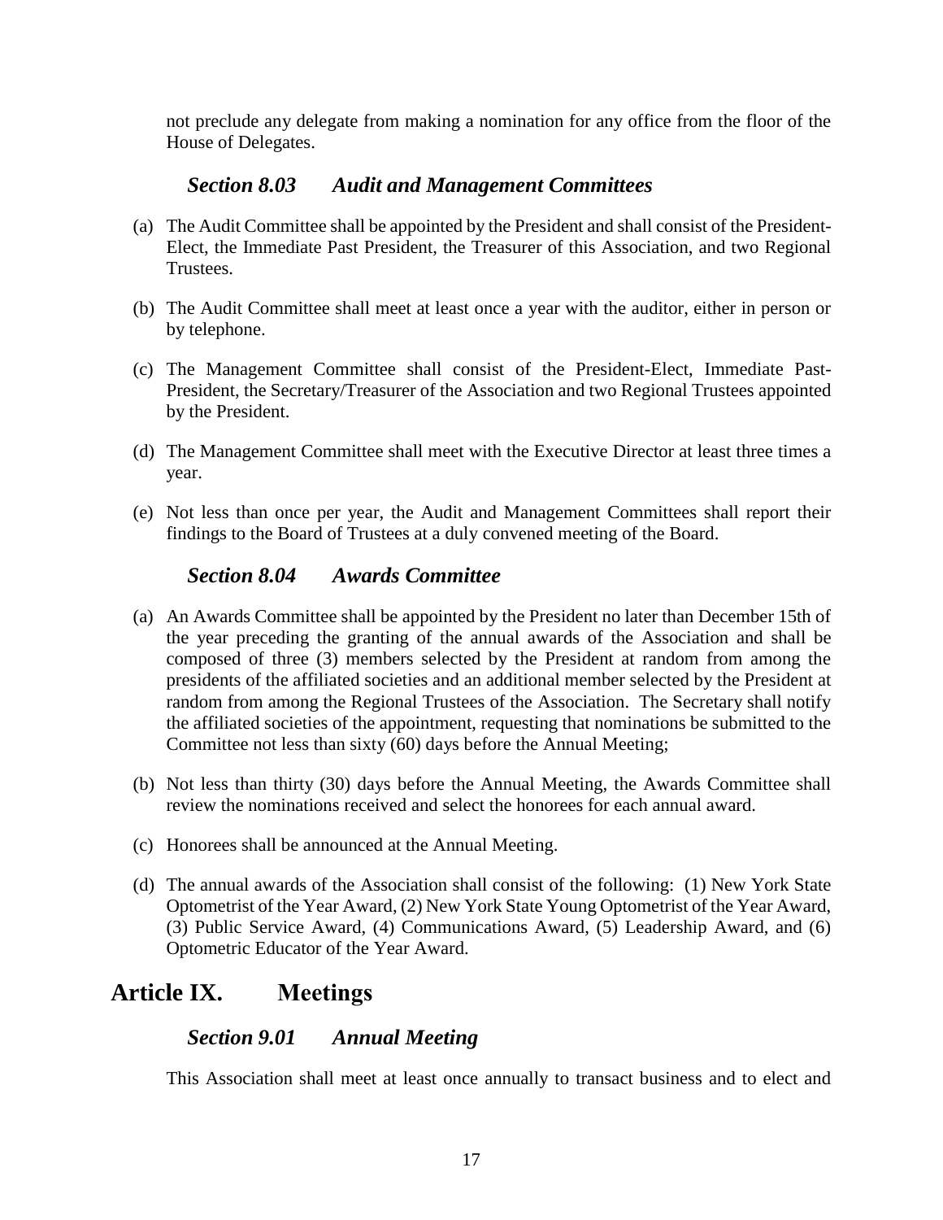not preclude any delegate from making a nomination for any office from the floor of the House of Delegates.

### *Section 8.03 Audit and Management Committees*

(a) The Audit Committee shall be appointed by the President and shall consist of the President-Elect, the Immediate Past President, the Treasurer of this Association, and two Regional Trustees.

(b) The Audit Committee shall meet at least once a year with the auditor, either in person or by telephone.

(c) The Management Committee shall consist of the President-Elect, Immediate Past-President, the Secretary/Treasurer of the Association and two Regional Trustees appointed by the President.

(d) The Management Committee shall meet with the Executive Director at least three times a year.

(e) Not less than once per year, the Audit and Management Committees shall report their findings to the Board of Trustees at a duly convened meeting of the Board.

### *Section 8.04 Awards Committee*

(a) An Awards Committee shall be appointed by the President no later than December 15th of the year preceding the granting of the annual awards of the Association and shall be composed of three (3) members selected by the President at random from among the presidents of the affiliated societies and an additional member selected by the President at random from among the Regional Trustees of the Association. The Secretary shall notify the affiliated societies of the appointment, requesting that nominations be submitted to the Committee not less than sixty (60) days before the Annual Meeting;

(b) Not less than thirty (30) days before the Annual Meeting, the Awards Committee shall review the nominations received and select the honorees for each annual award.

(c) Honorees shall be announced at the Annual Meeting.

(d) The annual awards of the Association shall consist of the following: (1) New York State Optometrist of the Year Award, (2) New York State Young Optometrist of the Year Award, (3) Public Service Award, (4) Communications Award, (5) Leadership Award, and (6) Optometric Educator of the Year Award.

## Article IX. Meetings

### *Section 9.01 Annual Meeting*

This Association shall meet at least once annually to transact business and to elect and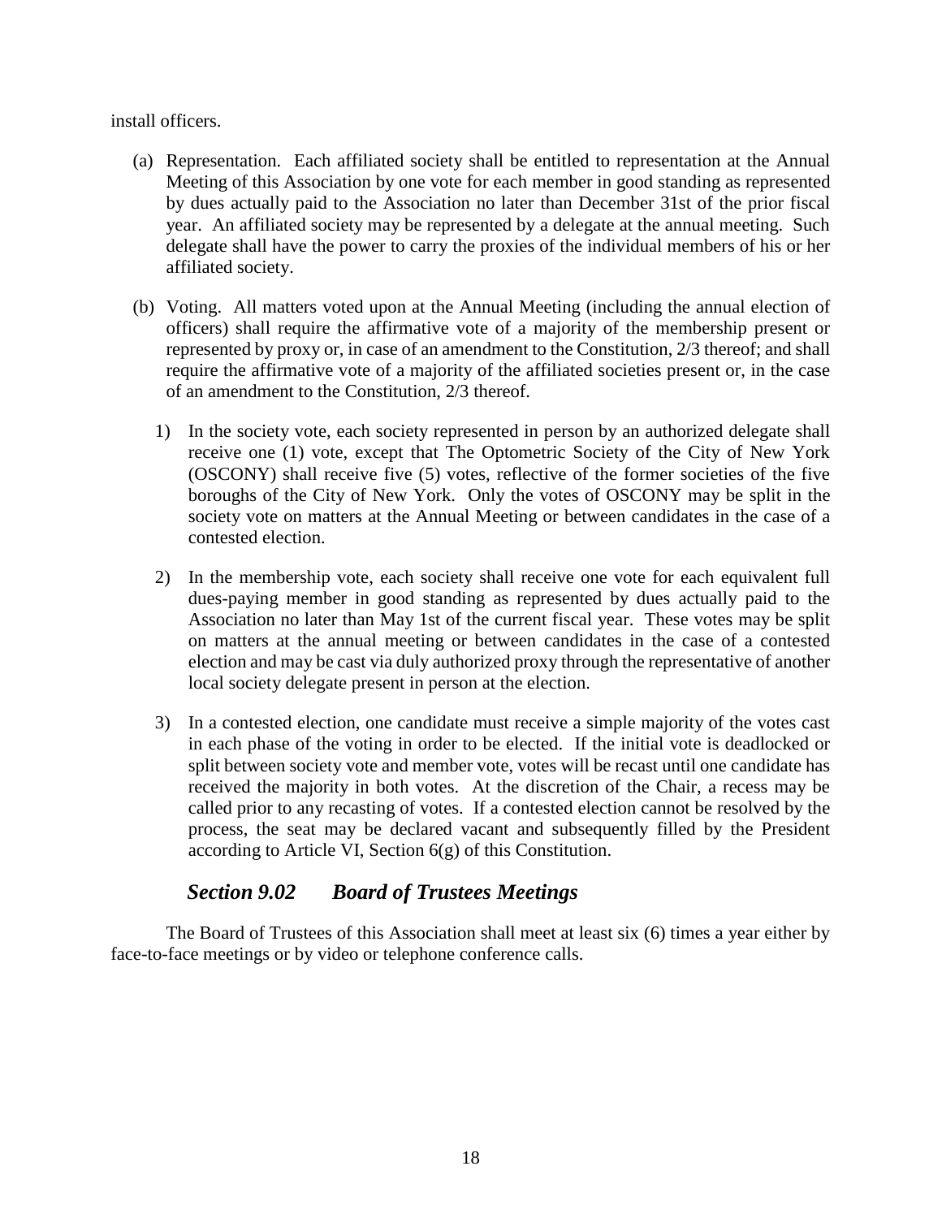install officers.

(a) Representation. Each affiliated society shall be entitled to representation at the Annual Meeting of this Association by one vote for each member in good standing as represented by dues actually paid to the Association no later than December 31st of the prior fiscal year. An affiliated society may be represented by a delegate at the annual meeting. Such delegate shall have the power to carry the proxies of the individual members of his or her affiliated society.

(b) Voting. All matters voted upon at the Annual Meeting (including the annual election of officers) shall require the affirmative vote of a majority of the membership present or represented by proxy or, in case of an amendment to the Constitution, 2/3 thereof; and shall require the affirmative vote of a majority of the affiliated societies present or, in the case of an amendment to the Constitution, 2/3 thereof.

1) In the society vote, each society represented in person by an authorized delegate shall receive one (1) vote, except that The Optometric Society of the City of New York (OSCONY) shall receive five (5) votes, reflective of the former societies of the five boroughs of the City of New York. Only the votes of OSCONY may be split in the society vote on matters at the Annual Meeting or between candidates in the case of a contested election.

2) In the membership vote, each society shall receive one vote for each equivalent full dues-paying member in good standing as represented by dues actually paid to the Association no later than May 1st of the current fiscal year. These votes may be split on matters at the annual meeting or between candidates in the case of a contested election and may be cast via duly authorized proxy through the representative of another local society delegate present in person at the election.

3) In a contested election, one candidate must receive a simple majority of the votes cast in each phase of the voting in order to be elected. If the initial vote is deadlocked or split between society vote and member vote, votes will be recast until one candidate has received the majority in both votes. At the discretion of the Chair, a recess may be called prior to any recasting of votes. If a contested election cannot be resolved by the process, the seat may be declared vacant and subsequently filled by the President according to Article VI, Section 6(g) of this Constitution.

### *Section 9.02 Board of Trustees Meetings*

The Board of Trustees of this Association shall meet at least six (6) times a year either by face-to-face meetings or by video or telephone conference calls.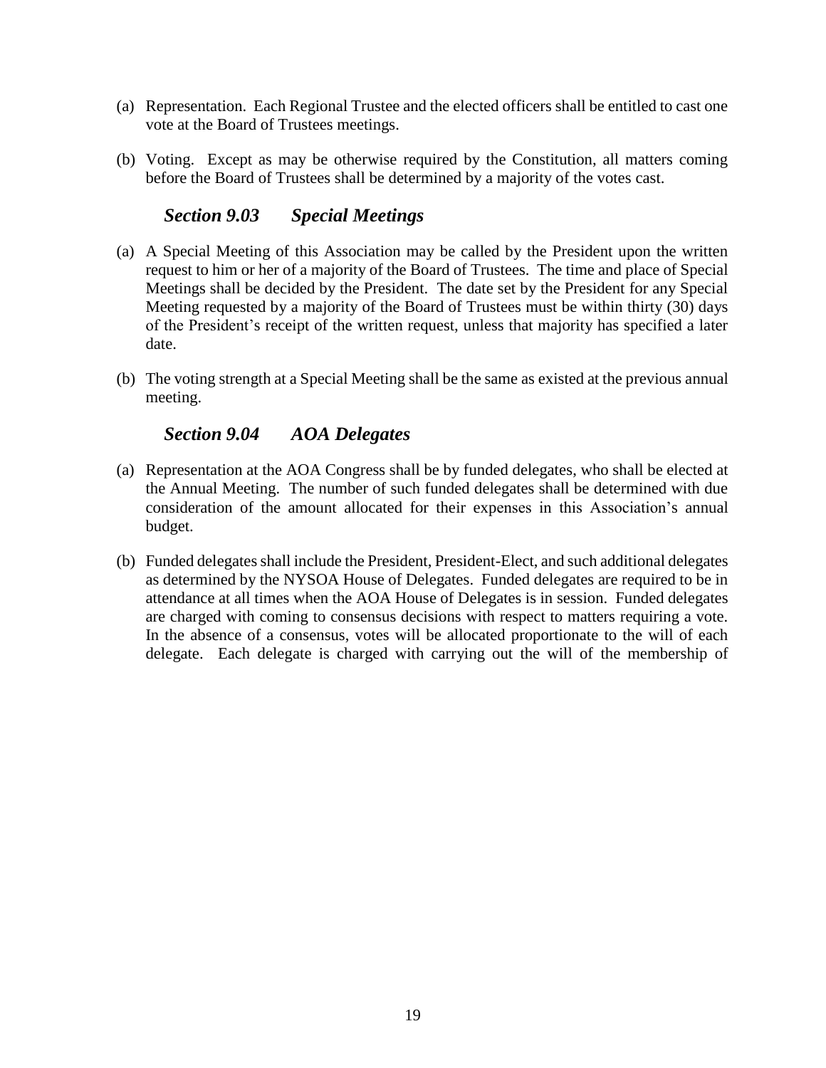(a) Representation. Each Regional Trustee and the elected officers shall be entitled to cast one vote at the Board of Trustees meetings.

(b) Voting. Except as may be otherwise required by the Constitution, all matters coming before the Board of Trustees shall be determined by a majority of the votes cast.

### *Section 9.03 Special Meetings*

(a) A Special Meeting of this Association may be called by the President upon the written request to him or her of a majority of the Board of Trustees. The time and place of Special Meetings shall be decided by the President. The date set by the President for any Special Meeting requested by a majority of the Board of Trustees must be within thirty (30) days of the President's receipt of the written request, unless that majority has specified a later date.

(b) The voting strength at a Special Meeting shall be the same as existed at the previous annual meeting.

### *Section 9.04 AOA Delegates*

(a) Representation at the AOA Congress shall be by funded delegates, who shall be elected at the Annual Meeting. The number of such funded delegates shall be determined with due consideration of the amount allocated for their expenses in this Association's annual budget.

(b) Funded delegates shall include the President, President-Elect, and such additional delegates as determined by the NYSOA House of Delegates. Funded delegates are required to be in attendance at all times when the AOA House of Delegates is in session. Funded delegates are charged with coming to consensus decisions with respect to matters requiring a vote. In the absence of a consensus, votes will be allocated proportionate to the will of each delegate. Each delegate is charged with carrying out the will of the membership of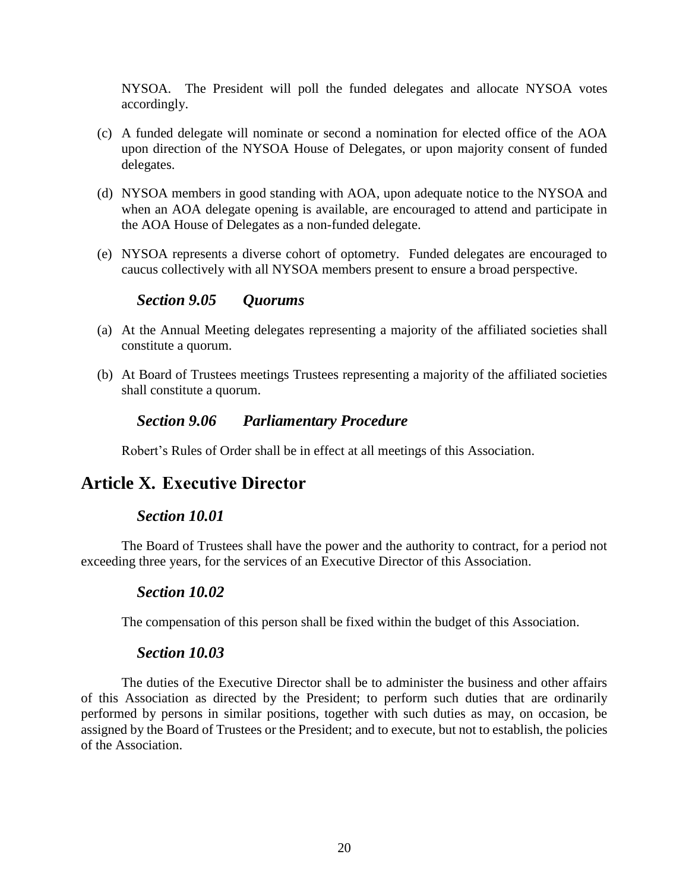NYSOA. The President will poll the funded delegates and allocate NYSOA votes accordingly.

(c) A funded delegate will nominate or second a nomination for elected office of the AOA upon direction of the NYSOA House of Delegates, or upon majority consent of funded delegates.

(d) NYSOA members in good standing with AOA, upon adequate notice to the NYSOA and when an AOA delegate opening is available, are encouraged to attend and participate in the AOA House of Delegates as a non-funded delegate.

(e) NYSOA represents a diverse cohort of optometry. Funded delegates are encouraged to caucus collectively with all NYSOA members present to ensure a broad perspective.

### *Section 9.05 Quorums*

(a) At the Annual Meeting delegates representing a majority of the affiliated societies shall constitute a quorum.

(b) At Board of Trustees meetings Trustees representing a majority of the affiliated societies shall constitute a quorum.

### *Section 9.06 Parliamentary Procedure*

Robert's Rules of Order shall be in effect at all meetings of this Association.

## Article X. Executive Director

### *Section 10.01*

The Board of Trustees shall have the power and the authority to contract, for a period not exceeding three years, for the services of an Executive Director of this Association.

### *Section 10.02*

The compensation of this person shall be fixed within the budget of this Association.

### *Section 10.03*

The duties of the Executive Director shall be to administer the business and other affairs of this Association as directed by the President; to perform such duties that are ordinarily performed by persons in similar positions, together with such duties as may, on occasion, be assigned by the Board of Trustees or the President; and to execute, but not to establish, the policies of the Association.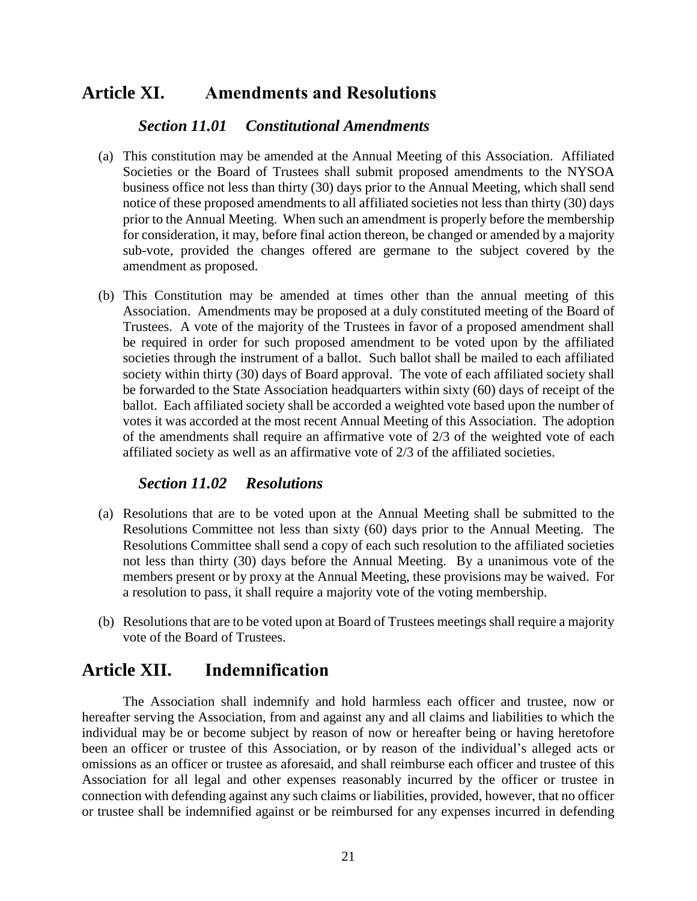## Article XI. Amendments and Resolutions

### *Section 11.01 Constitutional Amendments*

(a) This constitution may be amended at the Annual Meeting of this Association. Affiliated Societies or the Board of Trustees shall submit proposed amendments to the NYSOA business office not less than thirty (30) days prior to the Annual Meeting, which shall send notice of these proposed amendments to all affiliated societies not less than thirty (30) days prior to the Annual Meeting. When such an amendment is properly before the membership for consideration, it may, before final action thereon, be changed or amended by a majority sub-vote, provided the changes offered are germane to the subject covered by the amendment as proposed.

(b) This Constitution may be amended at times other than the annual meeting of this Association. Amendments may be proposed at a duly constituted meeting of the Board of Trustees. A vote of the majority of the Trustees in favor of a proposed amendment shall be required in order for such proposed amendment to be voted upon by the affiliated societies through the instrument of a ballot. Such ballot shall be mailed to each affiliated society within thirty (30) days of Board approval. The vote of each affiliated society shall be forwarded to the State Association headquarters within sixty (60) days of receipt of the ballot. Each affiliated society shall be accorded a weighted vote based upon the number of votes it was accorded at the most recent Annual Meeting of this Association. The adoption of the amendments shall require an affirmative vote of 2/3 of the weighted vote of each affiliated society as well as an affirmative vote of 2/3 of the affiliated societies.

### *Section 11.02 Resolutions*

(a) Resolutions that are to be voted upon at the Annual Meeting shall be submitted to the Resolutions Committee not less than sixty (60) days prior to the Annual Meeting. The Resolutions Committee shall send a copy of each such resolution to the affiliated societies not less than thirty (30) days before the Annual Meeting. By a unanimous vote of the members present or by proxy at the Annual Meeting, these provisions may be waived. For a resolution to pass, it shall require a majority vote of the voting membership.

(b) Resolutions that are to be voted upon at Board of Trustees meetings shall require a majority vote of the Board of Trustees.

## Article XII. Indemnification

The Association shall indemnify and hold harmless each officer and trustee, now or hereafter serving the Association, from and against any and all claims and liabilities to which the individual may be or become subject by reason of now or hereafter being or having heretofore been an officer or trustee of this Association, or by reason of the individual's alleged acts or omissions as an officer or trustee as aforesaid, and shall reimburse each officer and trustee of this Association for all legal and other expenses reasonably incurred by the officer or trustee in connection with defending against any such claims or liabilities, provided, however, that no officer or trustee shall be indemnified against or be reimbursed for any expenses incurred in defending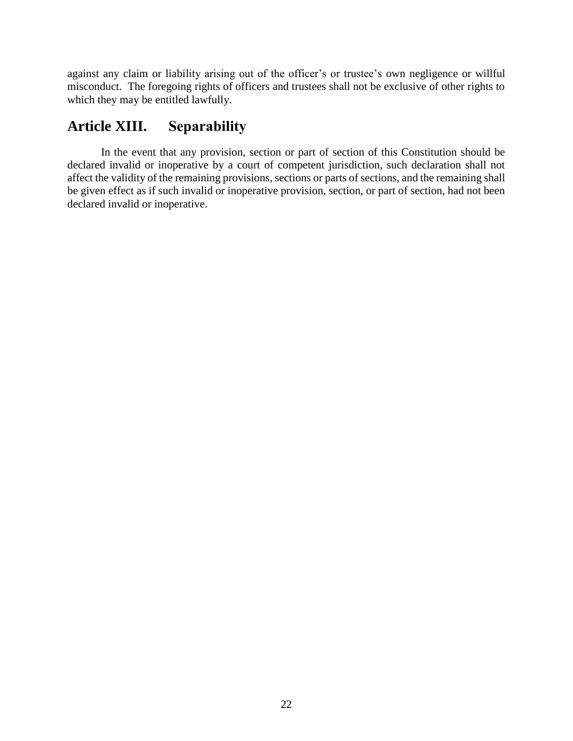against any claim or liability arising out of the officer's or trustee's own negligence or willful misconduct. The foregoing rights of officers and trustees shall not be exclusive of other rights to which they may be entitled lawfully.

## Article XIII. Separability

In the event that any provision, section or part of section of this Constitution should be declared invalid or inoperative by a court of competent jurisdiction, such declaration shall not affect the validity of the remaining provisions, sections or parts of sections, and the remaining shall be given effect as if such invalid or inoperative provision, section, or part of section, had not been declared invalid or inoperative.